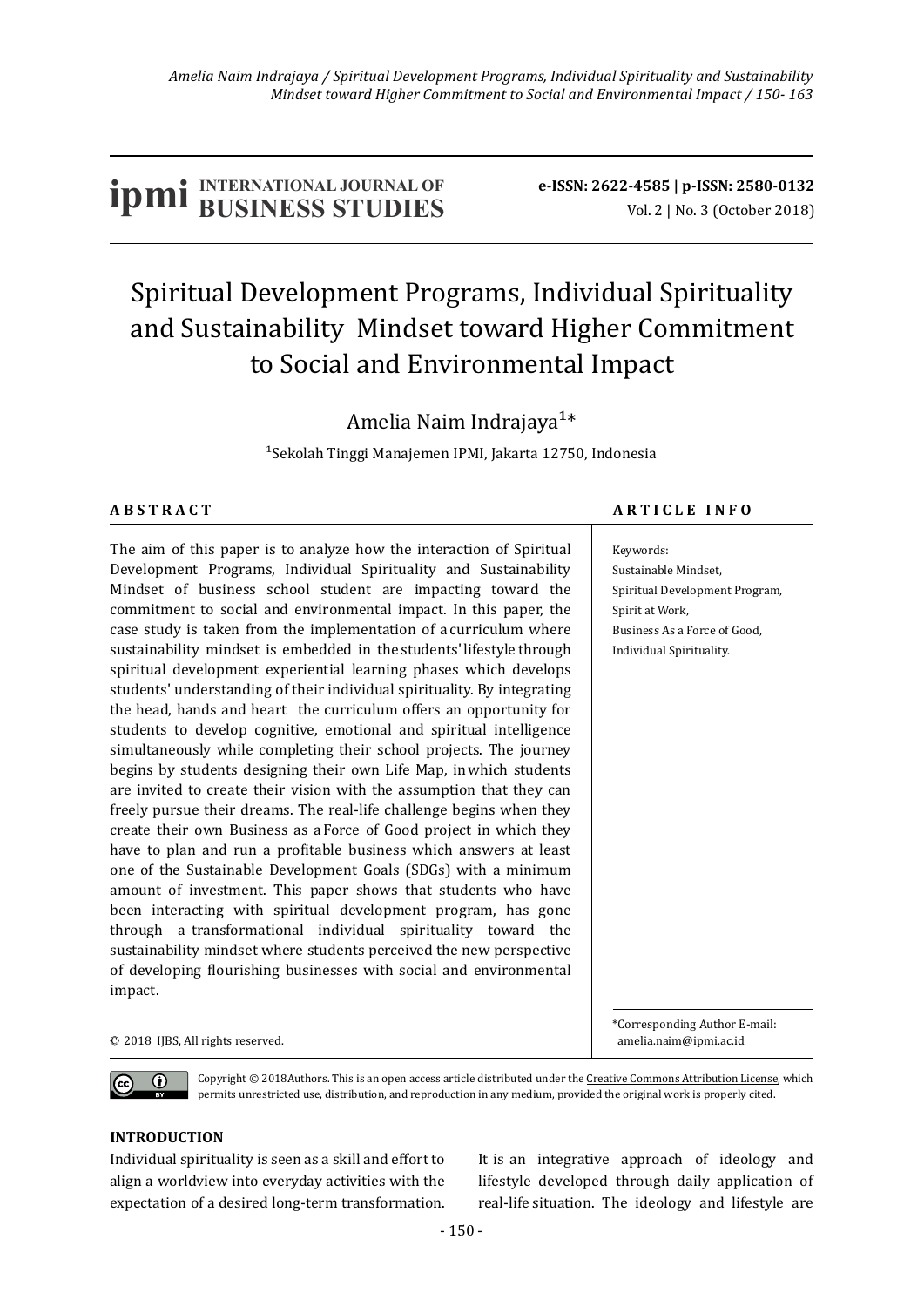**ipmi INTERNATIONAL JOURNAL OF BUSINESS STUDIES**

**e-ISSN: 2622-4585 | p-ISSN: 2580-0132**
Vol. 2 | No. 3 (October 2018)

# Spiritual Development Programs, Individual Spirituality and Sustainability Mindset toward Higher Commitment to Social and Environmental Impact

Amelia Naim Indrajaya[1]*

[1]Sekolah Tinggi Manajemen IPMI, Jakarta 12750, Indonesia

**A B S T R A C T**

The aim of this paper is to analyze how the interaction of Spiritual Development Programs, Individual Spirituality and Sustainability Mindset of business school student are impacting toward the commitment to social and environmental impact. In this paper, the case study is taken from the implementation of a curriculum where sustainability mindset is embedded in the students' lifestyle through spiritual development experiential learning phases which develops students' understanding of their individual spirituality. By integrating the head, hands and heart the curriculum offers an opportunity for students to develop cognitive, emotional and spiritual intelligence simultaneously while completing their school projects. The journey begins by students designing their own Life Map, in which students are invited to create their vision with the assumption that they can freely pursue their dreams. The real-life challenge begins when they create their own Business as a Force of Good project in which they have to plan and run a profitable business which answers at least one of the Sustainable Development Goals (SDGs) with a minimum amount of investment. This paper shows that students who have been interacting with spiritual development program, has gone through a transformational individual spirituality toward the sustainability mindset where students perceived the new perspective of developing flourishing businesses with social and environmental impact.

© 2018 IJBS, All rights reserved.

**A R T I C L E I N F O**

Keywords:
Sustainable Mindset,
Spiritual Development Program,
Spirit at Work,
Business As a Force of Good,
Individual Spirituality.

*Corresponding Author E-mail: amelia.naim@ipmi.ac.id

Copyright © 2018Authors. This is an open access article distributed under the Creative Commons Attribution License, which permits unrestricted use, distribution, and reproduction in any medium, provided the original work is properly cited.

## INTRODUCTION

Individual spirituality is seen as a skill and effort to align a worldview into everyday activities with the expectation of a desired long-term transformation. It is an integrative approach of ideology and lifestyle developed through daily application of real-life situation. The ideology and lifestyle are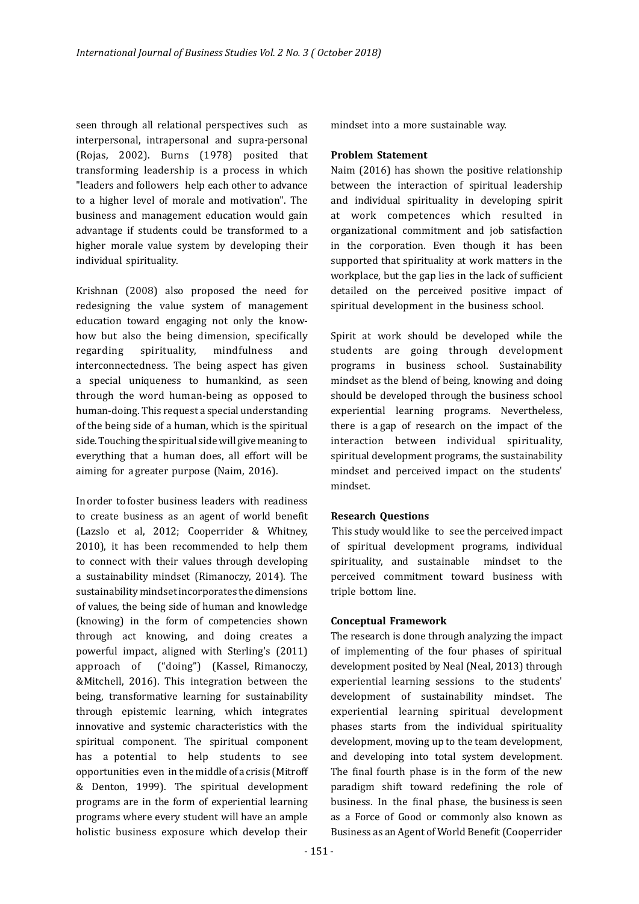seen through all relational perspectives such as interpersonal, intrapersonal and supra-personal (Rojas, 2002). Burns (1978) posited that transforming leadership is a process in which "leaders and followers help each other to advance to a higher level of morale and motivation". The business and management education would gain advantage if students could be transformed to a higher morale value system by developing their individual spirituality.

Krishnan (2008) also proposed the need for redesigning the value system of management education toward engaging not only the know-how but also the being dimension, specifically regarding spirituality, mindfulness and interconnectedness. The being aspect has given a special uniqueness to humankind, as seen through the word human-being as opposed to human-doing. This request a special understanding of the being side of a human, which is the spiritual side. Touching the spiritual side will give meaning to everything that a human does, all effort will be aiming for a greater purpose (Naim, 2016).

In order to foster business leaders with readiness to create business as an agent of world benefit (Lazslo et al, 2012; Cooperrider & Whitney, 2010), it has been recommended to help them to connect with their values through developing a sustainability mindset (Rimanoczy, 2014). The sustainability mindset incorporates the dimensions of values, the being side of human and knowledge (knowing) in the form of competencies shown through act knowing, and doing creates a powerful impact, aligned with Sterling's (2011) approach of ("doing") (Kassel, Rimanoczy, &Mitchell, 2016). This integration between the being, transformative learning for sustainability through epistemic learning, which integrates innovative and systemic characteristics with the spiritual component. The spiritual component has a potential to help students to see opportunities even in the middle of a crisis (Mitroff & Denton, 1999). The spiritual development programs are in the form of experiential learning programs where every student will have an ample holistic business exposure which develop their mindset into a more sustainable way.

**Problem Statement**

Naim (2016) has shown the positive relationship between the interaction of spiritual leadership and individual spirituality in developing spirit at work competences which resulted in organizational commitment and job satisfaction in the corporation. Even though it has been supported that spirituality at work matters in the workplace, but the gap lies in the lack of sufficient detailed on the perceived positive impact of spiritual development in the business school.

Spirit at work should be developed while the students are going through development programs in business school. Sustainability mindset as the blend of being, knowing and doing should be developed through the business school experiential learning programs. Nevertheless, there is a gap of research on the impact of the interaction between individual spirituality, spiritual development programs, the sustainability mindset and perceived impact on the students' mindset.

**Research Questions**

This study would like to see the perceived impact of spiritual development programs, individual spirituality, and sustainable mindset to the perceived commitment toward business with triple bottom line.

**Conceptual Framework**

The research is done through analyzing the impact of implementing of the four phases of spiritual development posited by Neal (Neal, 2013) through experiential learning sessions to the students' development of sustainability mindset. The experiential learning spiritual development phases starts from the individual spirituality development, moving up to the team development, and developing into total system development. The final fourth phase is in the form of the new paradigm shift toward redefining the role of business. In the final phase, the business is seen as a Force of Good or commonly also known as Business as an Agent of World Benefit (Cooperrider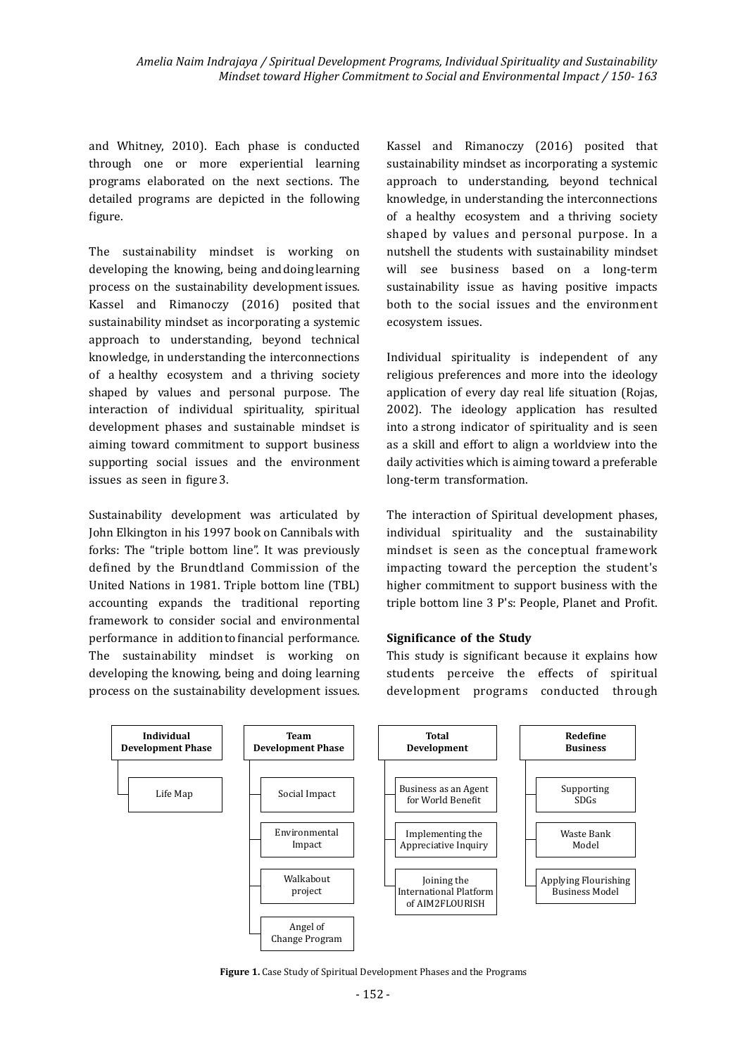and Whitney, 2010). Each phase is conducted through one or more experiential learning programs elaborated on the next sections. The detailed programs are depicted in the following figure.

The sustainability mindset is working on developing the knowing, being and doing learning process on the sustainability development issues. Kassel and Rimanoczy (2016) posited that sustainability mindset as incorporating a systemic approach to understanding, beyond technical knowledge, in understanding the interconnections of a healthy ecosystem and a thriving society shaped by values and personal purpose. The interaction of individual spirituality, spiritual development phases and sustainable mindset is aiming toward commitment to support business supporting social issues and the environment issues as seen in figure 3.

Sustainability development was articulated by John Elkington in his 1997 book on Cannibals with forks: The "triple bottom line". It was previously defined by the Brundtland Commission of the United Nations in 1981. Triple bottom line (TBL) accounting expands the traditional reporting framework to consider social and environmental performance in addition to financial performance. The sustainability mindset is working on developing the knowing, being and doing learning process on the sustainability development issues. Kassel and Rimanoczy (2016) posited that sustainability mindset as incorporating a systemic approach to understanding, beyond technical knowledge, in understanding the interconnections of a healthy ecosystem and a thriving society shaped by values and personal purpose. In a nutshell the students with sustainability mindset will see business based on a long-term sustainability issue as having positive impacts both to the social issues and the environment ecosystem issues.

Individual spirituality is independent of any religious preferences and more into the ideology application of every day real life situation (Rojas, 2002). The ideology application has resulted into a strong indicator of spirituality and is seen as a skill and effort to align a worldview into the daily activities which is aiming toward a preferable long-term transformation.

The interaction of Spiritual development phases, individual spirituality and the sustainability mindset is seen as the conceptual framework impacting toward the perception the student's higher commitment to support business with the triple bottom line 3 P's: People, Planet and Profit.

### Significance of the Study

This study is significant because it explains how students perceive the effects of spiritual development programs conducted through

| Individual Development Phase | Team Development Phase | Total Development | Redefine Business |
|---|---|---|---|
| Life Map | Social Impact | Business as an Agent for World Benefit | Supporting SDGs |
| | Environmental Impact | Implementing the Appreciative Inquiry | Waste Bank Model |
| | Walkabout project | Joining the International Platform of AIM2FLOURISH | Applying Flourishing Business Model |
| | Angel of Change Program | | |

**Figure 1.** Case Study of Spiritual Development Phases and the Programs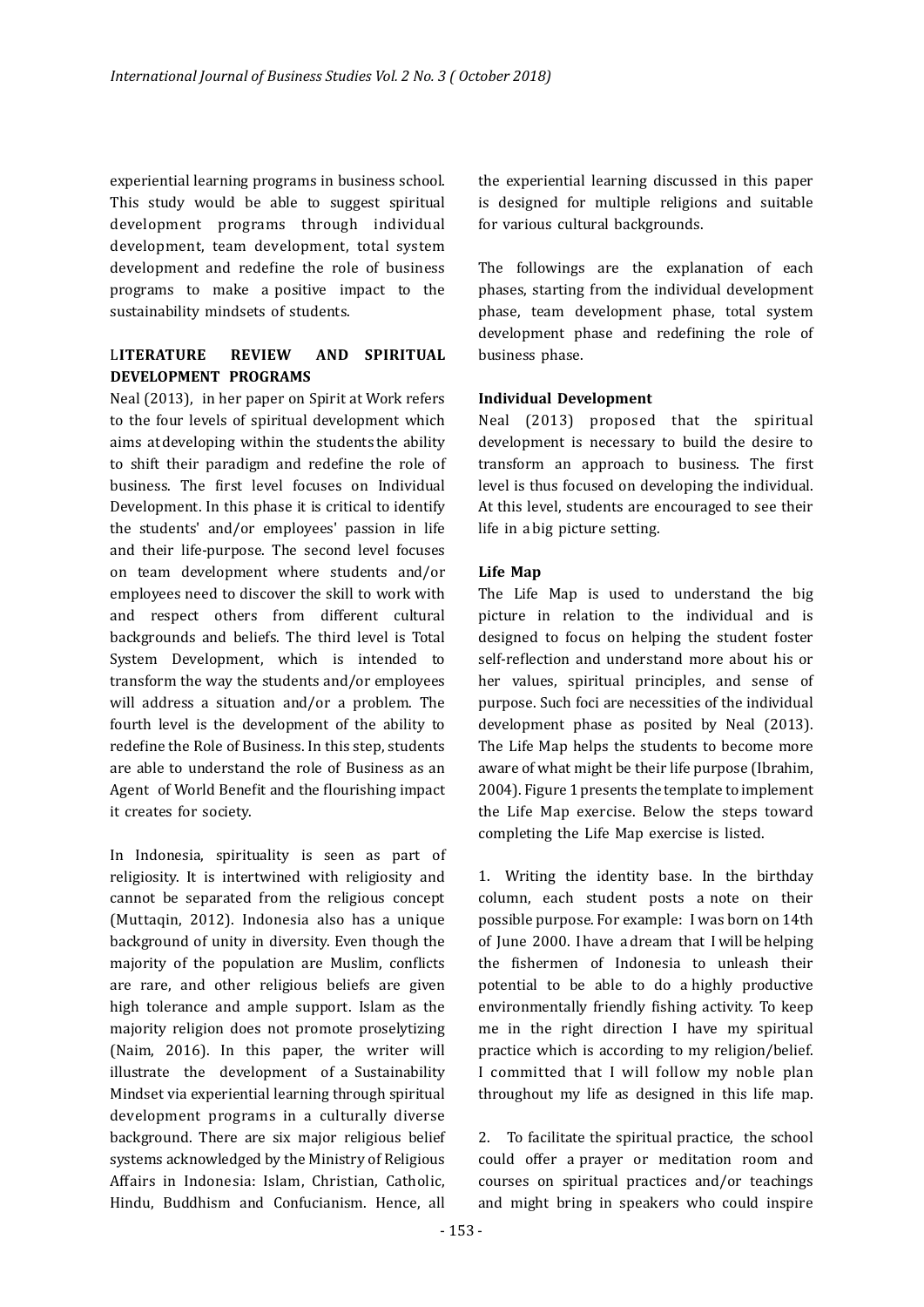experiential learning programs in business school. This study would be able to suggest spiritual development programs through individual development, team development, total system development and redefine the role of business programs to make a positive impact to the sustainability mindsets of students.

## LITERATURE REVIEW AND SPIRITUAL DEVELOPMENT PROGRAMS

Neal (2013), in her paper on Spirit at Work refers to the four levels of spiritual development which aims at developing within the students the ability to shift their paradigm and redefine the role of business. The first level focuses on Individual Development. In this phase it is critical to identify the students' and/or employees' passion in life and their life-purpose. The second level focuses on team development where students and/or employees need to discover the skill to work with and respect others from different cultural backgrounds and beliefs. The third level is Total System Development, which is intended to transform the way the students and/or employees will address a situation and/or a problem. The fourth level is the development of the ability to redefine the Role of Business. In this step, students are able to understand the role of Business as an Agent of World Benefit and the flourishing impact it creates for society.

In Indonesia, spirituality is seen as part of religiosity. It is intertwined with religiosity and cannot be separated from the religious concept (Muttaqin, 2012). Indonesia also has a unique background of unity in diversity. Even though the majority of the population are Muslim, conflicts are rare, and other religious beliefs are given high tolerance and ample support. Islam as the majority religion does not promote proselytizing (Naim, 2016). In this paper, the writer will illustrate the development of a Sustainability Mindset via experiential learning through spiritual development programs in a culturally diverse background. There are six major religious belief systems acknowledged by the Ministry of Religious Affairs in Indonesia: Islam, Christian, Catholic, Hindu, Buddhism and Confucianism. Hence, all the experiential learning discussed in this paper is designed for multiple religions and suitable for various cultural backgrounds.

The followings are the explanation of each phases, starting from the individual development phase, team development phase, total system development phase and redefining the role of business phase.

### Individual Development

Neal (2013) proposed that the spiritual development is necessary to build the desire to transform an approach to business. The first level is thus focused on developing the individual. At this level, students are encouraged to see their life in a big picture setting.

### Life Map

The Life Map is used to understand the big picture in relation to the individual and is designed to focus on helping the student foster self-reflection and understand more about his or her values, spiritual principles, and sense of purpose. Such foci are necessities of the individual development phase as posited by Neal (2013). The Life Map helps the students to become more aware of what might be their life purpose (Ibrahim, 2004). Figure 1 presents the template to implement the Life Map exercise. Below the steps toward completing the Life Map exercise is listed.

1. Writing the identity base. In the birthday column, each student posts a note on their possible purpose. For example: I was born on 14th of June 2000. I have a dream that I will be helping the fishermen of Indonesia to unleash their potential to be able to do a highly productive environmentally friendly fishing activity. To keep me in the right direction I have my spiritual practice which is according to my religion/belief. I committed that I will follow my noble plan throughout my life as designed in this life map.

2. To facilitate the spiritual practice, the school could offer a prayer or meditation room and courses on spiritual practices and/or teachings and might bring in speakers who could inspire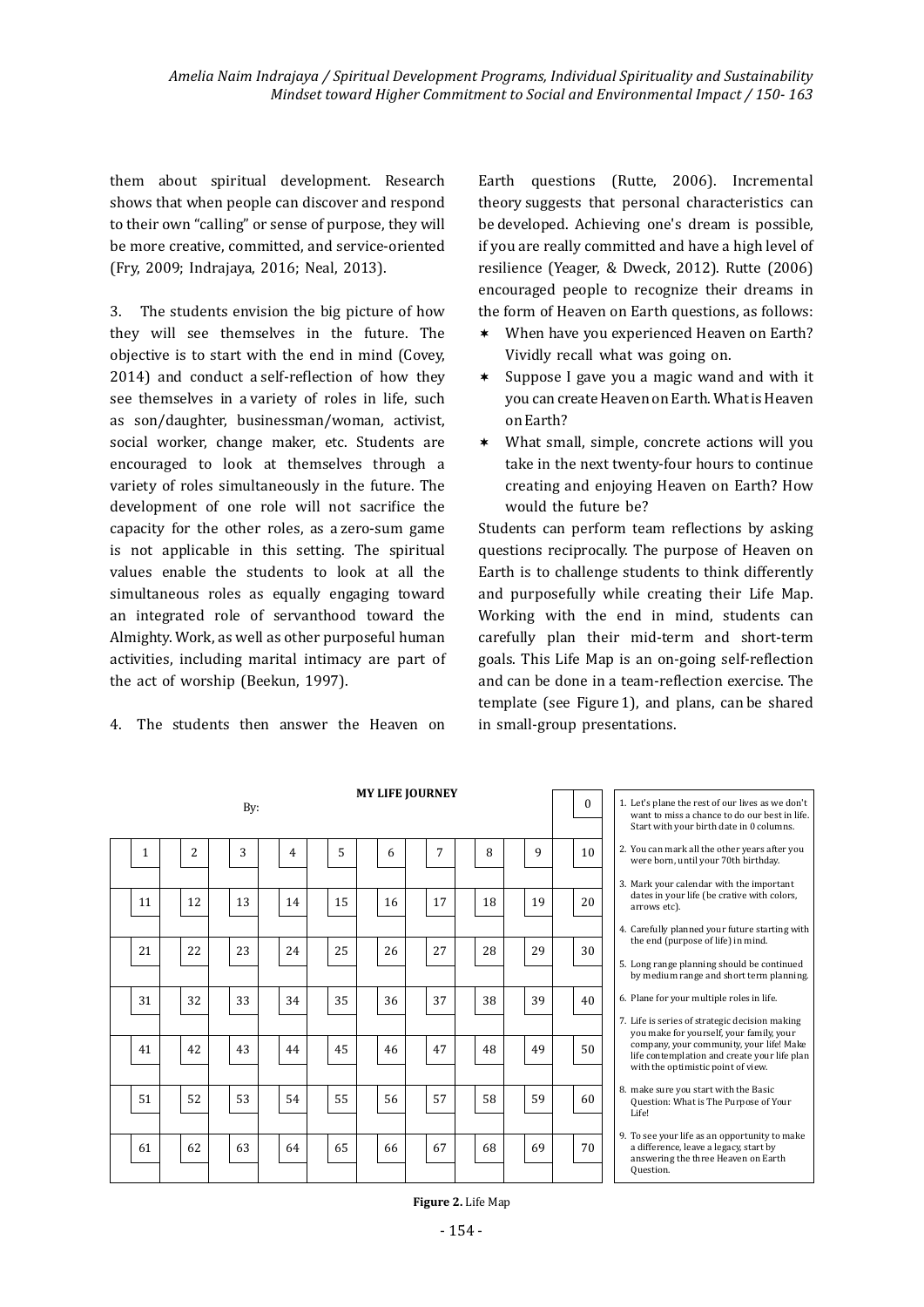them about spiritual development. Research shows that when people can discover and respond to their own "calling" or sense of purpose, they will be more creative, committed, and service-oriented (Fry, 2009; Indrajaya, 2016; Neal, 2013).

3. The students envision the big picture of how they will see themselves in the future. The objective is to start with the end in mind (Covey, 2014) and conduct a self-reflection of how they see themselves in a variety of roles in life, such as son/daughter, businessman/woman, activist, social worker, change maker, etc. Students are encouraged to look at themselves through a variety of roles simultaneously in the future. The development of one role will not sacrifice the capacity for the other roles, as a zero-sum game is not applicable in this setting. The spiritual values enable the students to look at all the simultaneous roles as equally engaging toward an integrated role of servanthood toward the Almighty. Work, as well as other purposeful human activities, including marital intimacy are part of the act of worship (Beekun, 1997).

4. The students then answer the Heaven on Earth questions (Rutte, 2006). Incremental theory suggests that personal characteristics can be developed. Achieving one's dream is possible, if you are really committed and have a high level of resilience (Yeager, & Dweck, 2012). Rutte (2006) encouraged people to recognize their dreams in the form of Heaven on Earth questions, as follows:

* When have you experienced Heaven on Earth? Vividly recall what was going on.
* Suppose I gave you a magic wand and with it you can create Heaven on Earth. What is Heaven on Earth?
* What small, simple, concrete actions will you take in the next twenty-four hours to continue creating and enjoying Heaven on Earth? How would the future be?

Students can perform team reflections by asking questions reciprocally. The purpose of Heaven on Earth is to challenge students to think differently and purposefully while creating their Life Map. Working with the end in mind, students can carefully plan their mid-term and short-term goals. This Life Map is an on-going self-reflection and can be done in a team-reflection exercise. The template (see Figure 1), and plans, can be shared in small-group presentations.

**MY LIFE JOURNEY**

By:

| | | | | | | | | | 0 |
|---|---|---|---|---|---|---|---|---|---|
| 1 | 2 | 3 | 4 | 5 | 6 | 7 | 8 | 9 | 10 |
| 11 | 12 | 13 | 14 | 15 | 16 | 17 | 18 | 19 | 20 |
| 21 | 22 | 23 | 24 | 25 | 26 | 27 | 28 | 29 | 30 |
| 31 | 32 | 33 | 34 | 35 | 36 | 37 | 38 | 39 | 40 |
| 41 | 42 | 43 | 44 | 45 | 46 | 47 | 48 | 49 | 50 |
| 51 | 52 | 53 | 54 | 55 | 56 | 57 | 58 | 59 | 60 |
| 61 | 62 | 63 | 64 | 65 | 66 | 67 | 68 | 69 | 70 |

1. Let's plane the rest of our lives as we don't want to miss a chance to do our best in life. Start with your birth date in 0 columns.
2. You can mark all the other years after you were born, until your 70th birthday.
3. Mark your calendar with the important dates in your life (be crative with colors, arrows etc).
4. Carefully planned your future starting with the end (purpose of life) in mind.
5. Long range planning should be continued by medium range and short term planning.
6. Plane for your multiple roles in life.
7. Life is series of strategic decision making you make for yourself, your family, your company, your community, your life! Make life contemplation and create your life plan with the optimistic point of view.
8. make sure you start with the Basic Question: What is The Purpose of Your Life!
9. To see your life as an opportunity to make a difference, leave a legacy, start by answering the three Heaven on Earth Question.

**Figure 2.** Life Map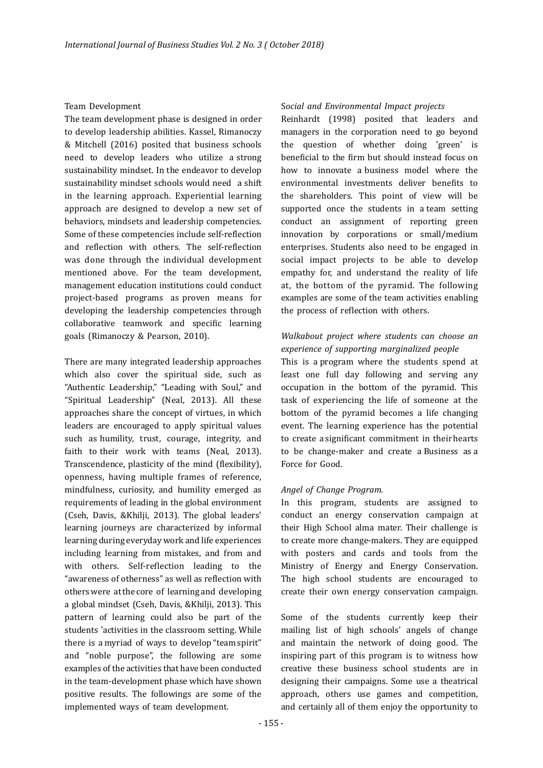Team Development

The team development phase is designed in order to develop leadership abilities. Kassel, Rimanoczy & Mitchell (2016) posited that business schools need to develop leaders who utilize a strong sustainability mindset. In the endeavor to develop sustainability mindset schools would need a shift in the learning approach. Experiential learning approach are designed to develop a new set of behaviors, mindsets and leadership competencies. Some of these competencies include self-reflection and reflection with others. The self-reflection was done through the individual development mentioned above. For the team development, management education institutions could conduct project-based programs as proven means for developing the leadership competencies through collaborative teamwork and specific learning goals (Rimanoczy & Pearson, 2010).

There are many integrated leadership approaches which also cover the spiritual side, such as "Authentic Leadership," "Leading with Soul," and "Spiritual Leadership" (Neal, 2013). All these approaches share the concept of virtues, in which leaders are encouraged to apply spiritual values such as humility, trust, courage, integrity, and faith to their work with teams (Neal, 2013). Transcendence, plasticity of the mind (flexibility), openness, having multiple frames of reference, mindfulness, curiosity, and humility emerged as requirements of leading in the global environment (Cseh, Davis, &Khilji, 2013). The global leaders' learning journeys are characterized by informal learning during everyday work and life experiences including learning from mistakes, and from and with others. Self-reflection leading to the "awareness of otherness" as well as reflection with others were at the core of learning and developing a global mindset (Cseh, Davis, &Khilji, 2013). This pattern of learning could also be part of the students 'activities in the classroom setting. While there is a myriad of ways to develop "team spirit" and "noble purpose", the following are some examples of the activities that have been conducted in the team-development phase which have shown positive results. The followings are some of the implemented ways of team development.

*Social and Environmental Impact projects*

Reinhardt (1998) posited that leaders and managers in the corporation need to go beyond the question of whether doing 'green' is beneficial to the firm but should instead focus on how to innovate a business model where the environmental investments deliver benefits to the shareholders. This point of view will be supported once the students in a team setting conduct an assignment of reporting green innovation by corporations or small/medium enterprises. Students also need to be engaged in social impact projects to be able to develop empathy for, and understand the reality of life at, the bottom of the pyramid. The following examples are some of the team activities enabling the process of reflection with others.

*Walkabout project where students can choose an experience of supporting marginalized people*

This is a program where the students spend at least one full day following and serving any occupation in the bottom of the pyramid. This task of experiencing the life of someone at the bottom of the pyramid becomes a life changing event. The learning experience has the potential to create a significant commitment in their hearts to be change-maker and create a Business as a Force for Good.

*Angel of Change Program.*

In this program, students are assigned to conduct an energy conservation campaign at their High School alma mater. Their challenge is to create more change-makers. They are equipped with posters and cards and tools from the Ministry of Energy and Energy Conservation. The high school students are encouraged to create their own energy conservation campaign.

Some of the students currently keep their mailing list of high schools' angels of change and maintain the network of doing good. The inspiring part of this program is to witness how creative these business school students are in designing their campaigns. Some use a theatrical approach, others use games and competition, and certainly all of them enjoy the opportunity to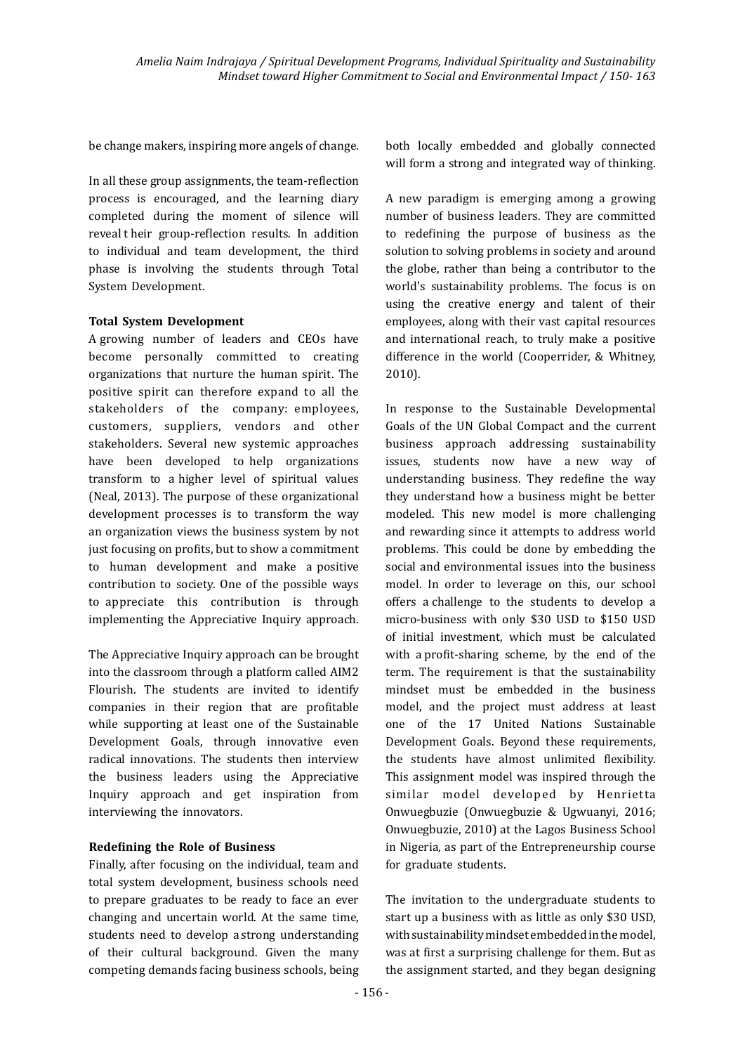be change makers, inspiring more angels of change.

In all these group assignments, the team-reflection process is encouraged, and the learning diary completed during the moment of silence will reveal t heir group-reflection results. In addition to individual and team development, the third phase is involving the students through Total System Development.

**Total System Development**

A growing number of leaders and CEOs have become personally committed to creating organizations that nurture the human spirit. The positive spirit can therefore expand to all the stakeholders of the company: employees, customers, suppliers, vendors and other stakeholders. Several new systemic approaches have been developed to help organizations transform to a higher level of spiritual values (Neal, 2013). The purpose of these organizational development processes is to transform the way an organization views the business system by not just focusing on profits, but to show a commitment to human development and make a positive contribution to society. One of the possible ways to appreciate this contribution is through implementing the Appreciative Inquiry approach.

The Appreciative Inquiry approach can be brought into the classroom through a platform called AIM2 Flourish. The students are invited to identify companies in their region that are profitable while supporting at least one of the Sustainable Development Goals, through innovative even radical innovations. The students then interview the business leaders using the Appreciative Inquiry approach and get inspiration from interviewing the innovators.

**Redefining the Role of Business**

Finally, after focusing on the individual, team and total system development, business schools need to prepare graduates to be ready to face an ever changing and uncertain world. At the same time, students need to develop a strong understanding of their cultural background. Given the many competing demands facing business schools, being both locally embedded and globally connected will form a strong and integrated way of thinking.

A new paradigm is emerging among a growing number of business leaders. They are committed to redefining the purpose of business as the solution to solving problems in society and around the globe, rather than being a contributor to the world's sustainability problems. The focus is on using the creative energy and talent of their employees, along with their vast capital resources and international reach, to truly make a positive difference in the world (Cooperrider, & Whitney, 2010).

In response to the Sustainable Developmental Goals of the UN Global Compact and the current business approach addressing sustainability issues, students now have a new way of understanding business. They redefine the way they understand how a business might be better modeled. This new model is more challenging and rewarding since it attempts to address world problems. This could be done by embedding the social and environmental issues into the business model. In order to leverage on this, our school offers a challenge to the students to develop a micro-business with only $30 USD to $150 USD of initial investment, which must be calculated with a profit-sharing scheme, by the end of the term. The requirement is that the sustainability mindset must be embedded in the business model, and the project must address at least one of the 17 United Nations Sustainable Development Goals. Beyond these requirements, the students have almost unlimited flexibility. This assignment model was inspired through the similar model developed by Henrietta Onwuegbuzie (Onwuegbuzie & Ugwuanyi, 2016; Onwuegbuzie, 2010) at the Lagos Business School in Nigeria, as part of the Entrepreneurship course for graduate students.

The invitation to the undergraduate students to start up a business with as little as only $30 USD, with sustainability mindset embedded in the model, was at first a surprising challenge for them. But as the assignment started, and they began designing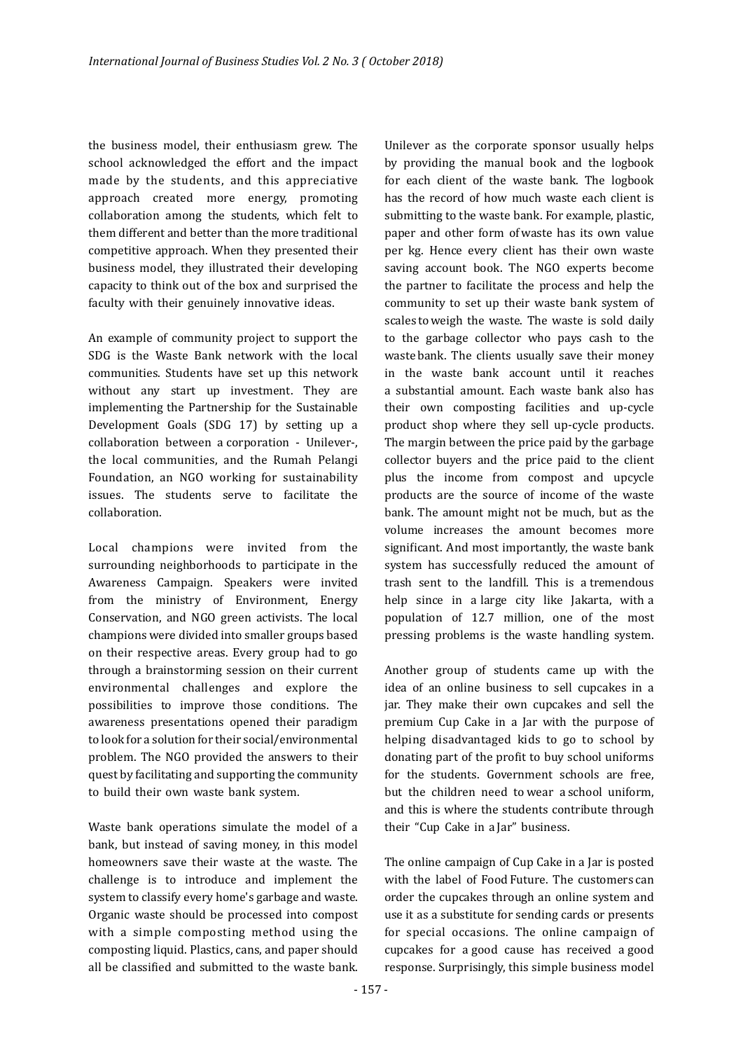the business model, their enthusiasm grew. The school acknowledged the effort and the impact made by the students, and this appreciative approach created more energy, promoting collaboration among the students, which felt to them different and better than the more traditional competitive approach. When they presented their business model, they illustrated their developing capacity to think out of the box and surprised the faculty with their genuinely innovative ideas.

An example of community project to support the SDG is the Waste Bank network with the local communities. Students have set up this network without any start up investment. They are implementing the Partnership for the Sustainable Development Goals (SDG 17) by setting up a collaboration between a corporation - Unilever-, the local communities, and the Rumah Pelangi Foundation, an NGO working for sustainability issues. The students serve to facilitate the collaboration.

Local champions were invited from the surrounding neighborhoods to participate in the Awareness Campaign. Speakers were invited from the ministry of Environment, Energy Conservation, and NGO green activists. The local champions were divided into smaller groups based on their respective areas. Every group had to go through a brainstorming session on their current environmental challenges and explore the possibilities to improve those conditions. The awareness presentations opened their paradigm to look for a solution for their social/environmental problem. The NGO provided the answers to their quest by facilitating and supporting the community to build their own waste bank system.

Waste bank operations simulate the model of a bank, but instead of saving money, in this model homeowners save their waste at the waste. The challenge is to introduce and implement the system to classify every home's garbage and waste. Organic waste should be processed into compost with a simple composting method using the composting liquid. Plastics, cans, and paper should all be classified and submitted to the waste bank. Unilever as the corporate sponsor usually helps by providing the manual book and the logbook for each client of the waste bank. The logbook has the record of how much waste each client is submitting to the waste bank. For example, plastic, paper and other form of waste has its own value per kg. Hence every client has their own waste saving account book. The NGO experts become the partner to facilitate the process and help the community to set up their waste bank system of scales to weigh the waste. The waste is sold daily to the garbage collector who pays cash to the waste bank. The clients usually save their money in the waste bank account until it reaches a substantial amount. Each waste bank also has their own composting facilities and up-cycle product shop where they sell up-cycle products. The margin between the price paid by the garbage collector buyers and the price paid to the client plus the income from compost and upcycle products are the source of income of the waste bank. The amount might not be much, but as the volume increases the amount becomes more significant. And most importantly, the waste bank system has successfully reduced the amount of trash sent to the landfill. This is a tremendous help since in a large city like Jakarta, with a population of 12.7 million, one of the most pressing problems is the waste handling system.

Another group of students came up with the idea of an online business to sell cupcakes in a jar. They make their own cupcakes and sell the premium Cup Cake in a Jar with the purpose of helping disadvantaged kids to go to school by donating part of the profit to buy school uniforms for the students. Government schools are free, but the children need to wear a school uniform, and this is where the students contribute through their "Cup Cake in a Jar" business.

The online campaign of Cup Cake in a Jar is posted with the label of Food Future. The customers can order the cupcakes through an online system and use it as a substitute for sending cards or presents for special occasions. The online campaign of cupcakes for a good cause has received a good response. Surprisingly, this simple business model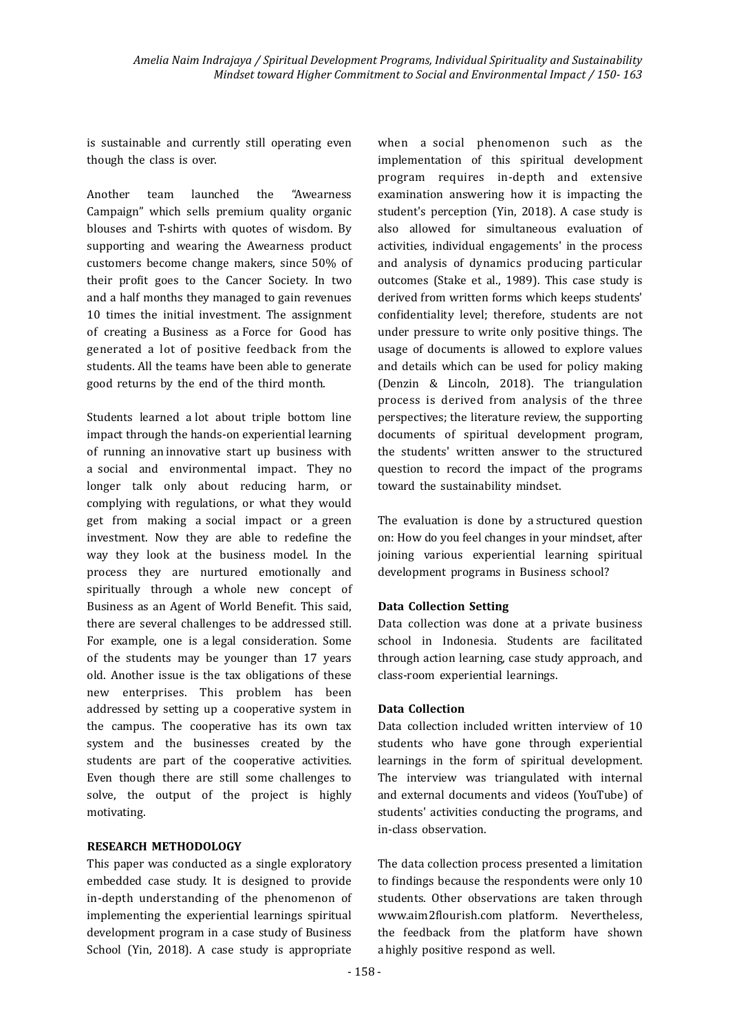is sustainable and currently still operating even though the class is over.

Another team launched the "Awearness Campaign" which sells premium quality organic blouses and T-shirts with quotes of wisdom. By supporting and wearing the Awearness product customers become change makers, since 50% of their profit goes to the Cancer Society. In two and a half months they managed to gain revenues 10 times the initial investment. The assignment of creating a Business as a Force for Good has generated a lot of positive feedback from the students. All the teams have been able to generate good returns by the end of the third month.

Students learned a lot about triple bottom line impact through the hands-on experiential learning of running an innovative start up business with a social and environmental impact. They no longer talk only about reducing harm, or complying with regulations, or what they would get from making a social impact or a green investment. Now they are able to redefine the way they look at the business model. In the process they are nurtured emotionally and spiritually through a whole new concept of Business as an Agent of World Benefit. This said, there are several challenges to be addressed still. For example, one is a legal consideration. Some of the students may be younger than 17 years old. Another issue is the tax obligations of these new enterprises. This problem has been addressed by setting up a cooperative system in the campus. The cooperative has its own tax system and the businesses created by the students are part of the cooperative activities. Even though there are still some challenges to solve, the output of the project is highly motivating.

**RESEARCH METHODOLOGY**

This paper was conducted as a single exploratory embedded case study. It is designed to provide in-depth understanding of the phenomenon of implementing the experiential learnings spiritual development program in a case study of Business School (Yin, 2018). A case study is appropriate when a social phenomenon such as the implementation of this spiritual development program requires in-depth and extensive examination answering how it is impacting the student's perception (Yin, 2018). A case study is also allowed for simultaneous evaluation of activities, individual engagements' in the process and analysis of dynamics producing particular outcomes (Stake et al., 1989). This case study is derived from written forms which keeps students' confidentiality level; therefore, students are not under pressure to write only positive things. The usage of documents is allowed to explore values and details which can be used for policy making (Denzin & Lincoln, 2018). The triangulation process is derived from analysis of the three perspectives; the literature review, the supporting documents of spiritual development program, the students' written answer to the structured question to record the impact of the programs toward the sustainability mindset.

The evaluation is done by a structured question on: How do you feel changes in your mindset, after joining various experiential learning spiritual development programs in Business school?

**Data Collection Setting**

Data collection was done at a private business school in Indonesia. Students are facilitated through action learning, case study approach, and class-room experiential learnings.

**Data Collection**

Data collection included written interview of 10 students who have gone through experiential learnings in the form of spiritual development. The interview was triangulated with internal and external documents and videos (YouTube) of students' activities conducting the programs, and in-class observation.

The data collection process presented a limitation to findings because the respondents were only 10 students. Other observations are taken through www.aim2flourish.com platform. Nevertheless, the feedback from the platform have shown a highly positive respond as well.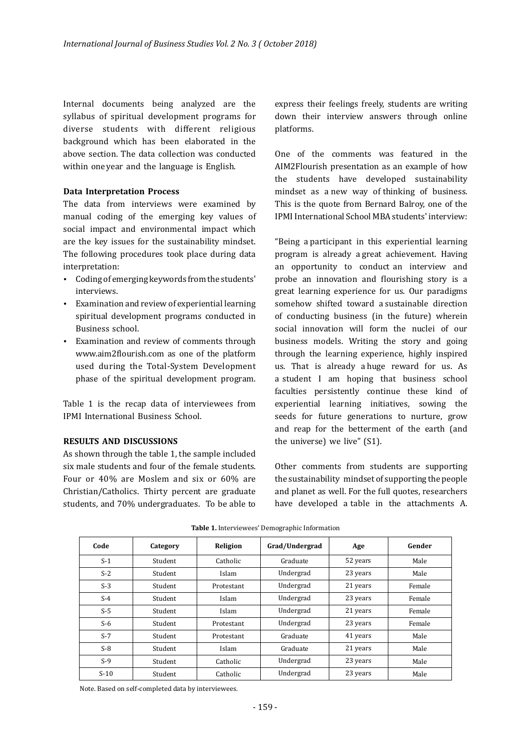Internal documents being analyzed are the syllabus of spiritual development programs for diverse students with different religious background which has been elaborated in the above section. The data collection was conducted within one year and the language is English.

**Data Interpretation Process**

The data from interviews were examined by manual coding of the emerging key values of social impact and environmental impact which are the key issues for the sustainability mindset. The following procedures took place during data interpretation:

- Coding of emerging keywords from the students' interviews.
- Examination and review of experiential learning spiritual development programs conducted in Business school.
- Examination and review of comments through www.aim2flourish.com as one of the platform used during the Total-System Development phase of the spiritual development program.

Table 1 is the recap data of interviewees from IPMI International Business School.

**RESULTS AND DISCUSSIONS**

As shown through the table 1, the sample included six male students and four of the female students. Four or 40% are Moslem and six or 60% are Christian/Catholics. Thirty percent are graduate students, and 70% undergraduates. To be able to express their feelings freely, students are writing down their interview answers through online platforms.

One of the comments was featured in the AIM2Flourish presentation as an example of how the students have developed sustainability mindset as a new way of thinking of business. This is the quote from Bernard Balroy, one of the IPMI International School MBA students' interview:

"Being a participant in this experiential learning program is already a great achievement. Having an opportunity to conduct an interview and probe an innovation and flourishing story is a great learning experience for us. Our paradigms somehow shifted toward a sustainable direction of conducting business (in the future) wherein social innovation will form the nuclei of our business models. Writing the story and going through the learning experience, highly inspired us. That is already a huge reward for us. As a student I am hoping that business school faculties persistently continue these kind of experiential learning initiatives, sowing the seeds for future generations to nurture, grow and reap for the betterment of the earth (and the universe) we live" (S1).

Other comments from students are supporting the sustainability mindset of supporting the people and planet as well. For the full quotes, researchers have developed a table in the attachments A.

**Table 1.** Interviewees' Demographic Information

| Code | Category | Religion | Grad/Undergrad | Age | Gender |
|---|---|---|---|---|---|
| S-1 | Student | Catholic | Graduate | 52 years | Male |
| S-2 | Student | Islam | Undergrad | 23 years | Male |
| S-3 | Student | Protestant | Undergrad | 21 years | Female |
| S-4 | Student | Islam | Undergrad | 23 years | Female |
| S-5 | Student | Islam | Undergrad | 21 years | Female |
| S-6 | Student | Protestant | Undergrad | 23 years | Female |
| S-7 | Student | Protestant | Graduate | 41 years | Male |
| S-8 | Student | Islam | Graduate | 21 years | Male |
| S-9 | Student | Catholic | Undergrad | 23 years | Male |
| S-10 | Student | Catholic | Undergrad | 23 years | Male |

Note. Based on self-completed data by interviewees.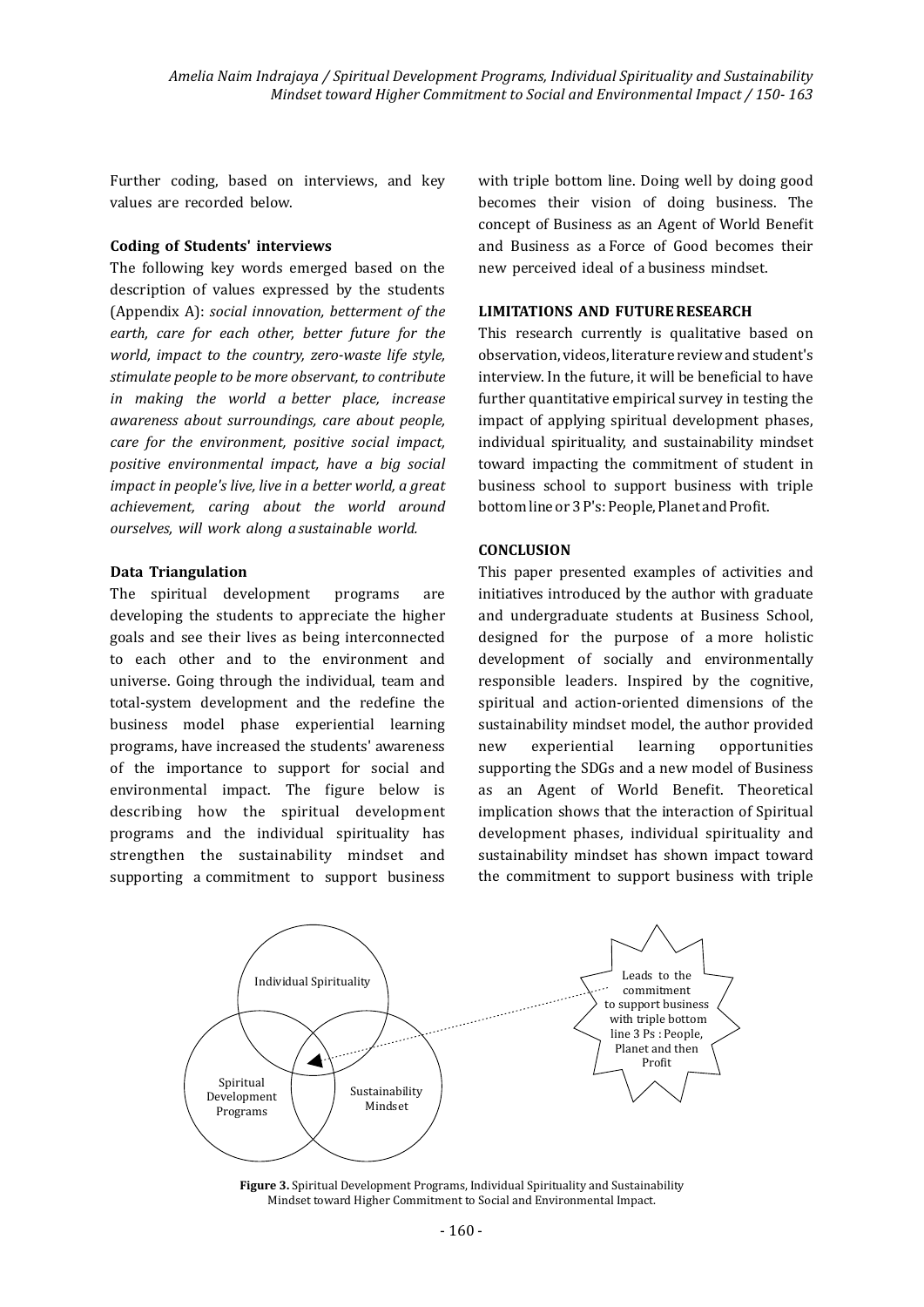Further coding, based on interviews, and key values are recorded below.

**Coding of Students' interviews**

The following key words emerged based on the description of values expressed by the students (Appendix A): *social innovation, betterment of the earth, care for each other, better future for the world, impact to the country, zero-waste life style, stimulate people to be more observant, to contribute in making the world a better place, increase awareness about surroundings, care about people, care for the environment, positive social impact, positive environmental impact, have a big social impact in people's live, live in a better world, a great achievement, caring about the world around ourselves, will work along a sustainable world.*

**Data Triangulation**

The spiritual development programs are developing the students to appreciate the higher goals and see their lives as being interconnected to each other and to the environment and universe. Going through the individual, team and total-system development and the redefine the business model phase experiential learning programs, have increased the students' awareness of the importance to support for social and environmental impact. The figure below is describing how the spiritual development programs and the individual spirituality has strengthen the sustainability mindset and supporting a commitment to support business with triple bottom line. Doing well by doing good becomes their vision of doing business. The concept of Business as an Agent of World Benefit and Business as a Force of Good becomes their new perceived ideal of a business mindset.

**LIMITATIONS AND FUTURE RESEARCH**

This research currently is qualitative based on observation, videos, literature review and student's interview. In the future, it will be beneficial to have further quantitative empirical survey in testing the impact of applying spiritual development phases, individual spirituality, and sustainability mindset toward impacting the commitment of student in business school to support business with triple bottom line or 3 P's: People, Planet and Profit.

**CONCLUSION**

This paper presented examples of activities and initiatives introduced by the author with graduate and undergraduate students at Business School, designed for the purpose of a more holistic development of socially and environmentally responsible leaders. Inspired by the cognitive, spiritual and action-oriented dimensions of the sustainability mindset model, the author provided new experiential learning opportunities supporting the SDGs and a new model of Business as an Agent of World Benefit. Theoretical implication shows that the interaction of Spiritual development phases, individual spirituality and sustainability mindset has shown impact toward the commitment to support business with triple

Individual Spirituality

Spiritual Development Programs

Sustainability Mindset

Leads to the commitment to support business with triple bottom line 3 Ps : People, Planet and then Profit

**Figure 3.** Spiritual Development Programs, Individual Spirituality and Sustainability Mindset toward Higher Commitment to Social and Environmental Impact.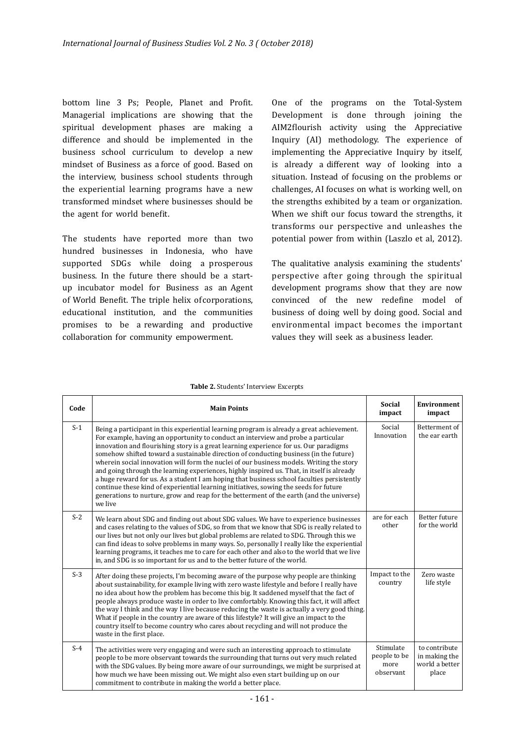bottom line 3 Ps; People, Planet and Profit. Managerial implications are showing that the spiritual development phases are making a difference and should be implemented in the business school curriculum to develop a new mindset of Business as a force of good. Based on the interview, business school students through the experiential learning programs have a new transformed mindset where businesses should be the agent for world benefit.

The students have reported more than two hundred businesses in Indonesia, who have supported SDGs while doing a prosperous business. In the future there should be a start-up incubator model for Business as an Agent of World Benefit. The triple helix ofcorporations, educational institution, and the communities promises to be a rewarding and productive collaboration for community empowerment.

One of the programs on the Total-System Development is done through joining the AIM2flourish activity using the Appreciative Inquiry (AI) methodology. The experience of implementing the Appreciative Inquiry by itself, is already a different way of looking into a situation. Instead of focusing on the problems or challenges, AI focuses on what is working well, on the strengths exhibited by a team or organization. When we shift our focus toward the strengths, it transforms our perspective and unleashes the potential power from within (Laszlo et al, 2012).

The qualitative analysis examining the students' perspective after going through the spiritual development programs show that they are now convinced of the new redefine model of business of doing well by doing good. Social and environmental impact becomes the important values they will seek as a business leader.

**Table 2.** Students' Interview Excerpts

| Code | Main Points | Social impact | Environment impact |
|---|---|---|---|
| S-1 | Being a participant in this experiential learning program is already a great achievement. For example, having an opportunity to conduct an interview and probe a particular innovation and flourishing story is a great learning experience for us. Our paradigms somehow shifted toward a sustainable direction of conducting business (in the future) wherein social innovation will form the nuclei of our business models. Writing the story and going through the learning experiences, highly inspired us. That, in itself is already a huge reward for us. As a student I am hoping that business school faculties persistently continue these kind of experiential learning initiatives, sowing the seeds for future generations to nurture, grow and reap for the betterment of the earth (and the universe) we live | Social Innovation | Betterment of the ear earth |
| S-2 | We learn about SDG and finding out about SDG values. We have to experience businesses and cases relating to the values of SDG, so from that we know that SDG is really related to our lives but not only our lives but global problems are related to SDG. Through this we can find ideas to solve problems in many ways. So, personally I really like the experiential learning programs, it teaches me to care for each other and also to the world that we live in, and SDG is so important for us and to the better future of the world. | are for each other | Better future for the world |
| S-3 | After doing these projects, I'm becoming aware of the purpose why people are thinking about sustainability, for example living with zero waste lifestyle and before I really have no idea about how the problem has become this big. It saddened myself that the fact of people always produce waste in order to live comfortably. Knowing this fact, it will affect the way I think and the way I live because reducing the waste is actually a very good thing. What if people in the country are aware of this lifestyle? It will give an impact to the country itself to become country who cares about recycling and will not produce the waste in the first place. | Impact to the country | Zero waste life style |
| S-4 | The activities were very engaging and were such an interesting approach to stimulate people to be more observant towards the surrounding that turns out very much related with the SDG values. By being more aware of our surroundings, we might be surprised at how much we have been missing out. We might also even start building up on our commitment to contribute in making the world a better place. | Stimulate people to be more observant | to contribute in making the world a better place |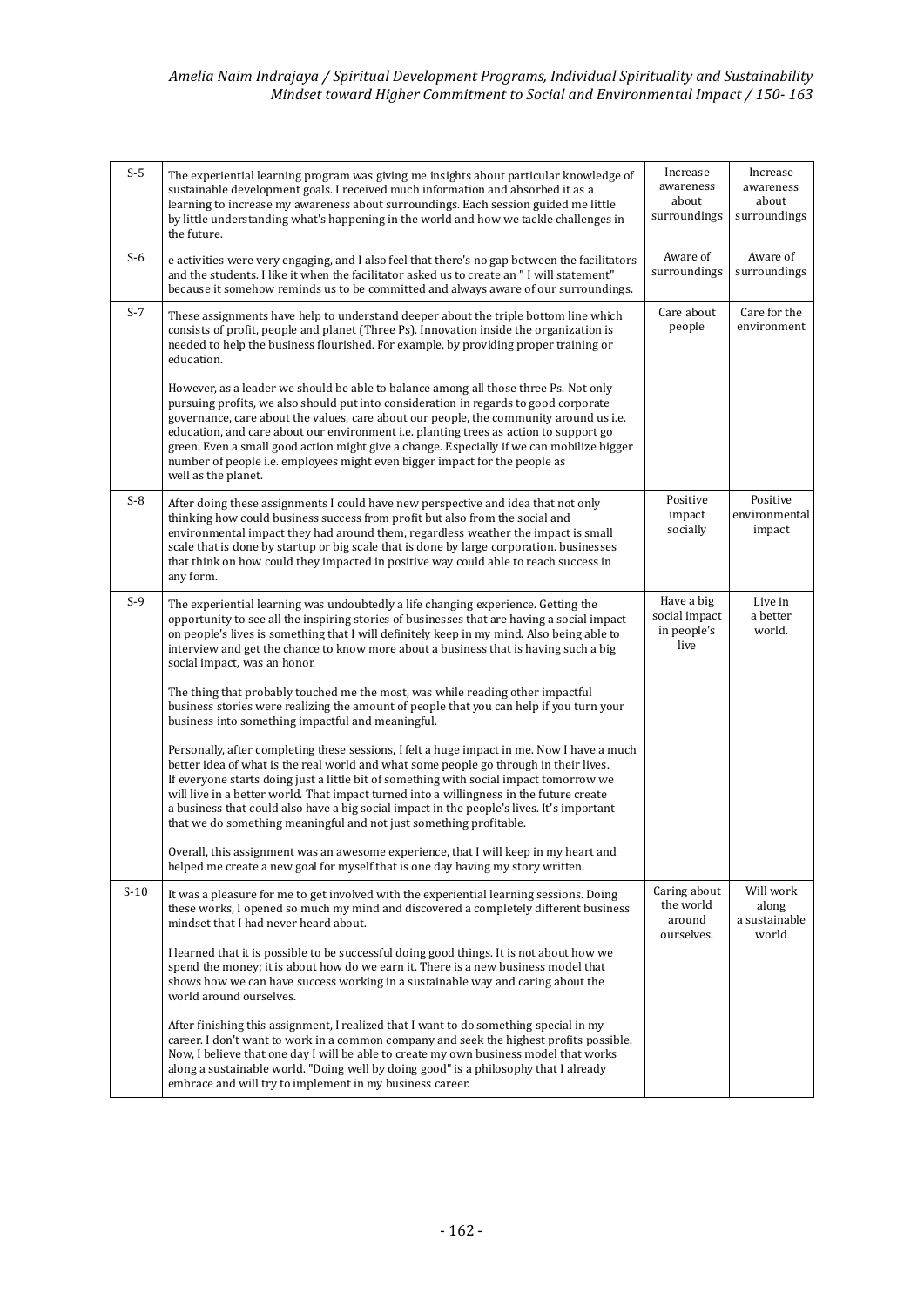| S-5 | The experiential learning program was giving me insights about particular knowledge of sustainable development goals. I received much information and absorbed it as a learning to increase my awareness about surroundings. Each session guided me little by little understanding what's happening in the world and how we tackle challenges in the future. | Increase awareness about surroundings | Increase awareness about surroundings |
|---|---|---|---|
| S-6 | e activities were very engaging, and I also feel that there's no gap between the facilitators and the students. I like it when the facilitator asked us to create an " I will statement" because it somehow reminds us to be committed and always aware of our surroundings. | Aware of surroundings | Aware of surroundings |
| S-7 | These assignments have help to understand deeper about the triple bottom line which consists of profit, people and planet (Three Ps). Innovation inside the organization is needed to help the business flourished. For example, by providing proper training or education.<br><br>However, as a leader we should be able to balance among all those three Ps. Not only pursuing profits, we also should put into consideration in regards to good corporate governance, care about the values, care about our people, the community around us i.e. education, and care about our environment i.e. planting trees as action to support go green. Even a small good action might give a change. Especially if we can mobilize bigger number of people i.e. employees might even bigger impact for the people as well as the planet. | Care about people | Care for the environment |
| S-8 | After doing these assignments I could have new perspective and idea that not only thinking how could business success from profit but also from the social and environmental impact they had around them, regardless weather the impact is small scale that is done by startup or big scale that is done by large corporation. businesses that think on how could they impacted in positive way could able to reach success in any form. | Positive impact socially | Positive environmental impact |
| S-9 | The experiential learning was undoubtedly a life changing experience. Getting the opportunity to see all the inspiring stories of businesses that are having a social impact on people's lives is something that I will definitely keep in my mind. Also being able to interview and get the chance to know more about a business that is having such a big social impact, was an honor.<br><br>The thing that probably touched me the most, was while reading other impactful business stories were realizing the amount of people that you can help if you turn your business into something impactful and meaningful.<br><br>Personally, after completing these sessions, I felt a huge impact in me. Now I have a much better idea of what is the real world and what some people go through in their lives. If everyone starts doing just a little bit of something with social impact tomorrow we will live in a better world. That impact turned into a willingness in the future create a business that could also have a big social impact in the people's lives. It's important that we do something meaningful and not just something profitable.<br><br>Overall, this assignment was an awesome experience, that I will keep in my heart and helped me create a new goal for myself that is one day having my story written. | Have a big social impact in people's live | Live in a better world. |
| S-10 | It was a pleasure for me to get involved with the experiential learning sessions. Doing these works, I opened so much my mind and discovered a completely different business mindset that I had never heard about.<br><br>I learned that it is possible to be successful doing good things. It is not about how we spend the money; it is about how do we earn it. There is a new business model that shows how we can have success working in a sustainable way and caring about the world around ourselves.<br><br>After finishing this assignment, I realized that I want to do something special in my career. I don't want to work in a common company and seek the highest profits possible. Now, I believe that one day I will be able to create my own business model that works along a sustainable world. "Doing well by doing good" is a philosophy that I already embrace and will try to implement in my business career. | Caring about the world around ourselves. | Will work along a sustainable world |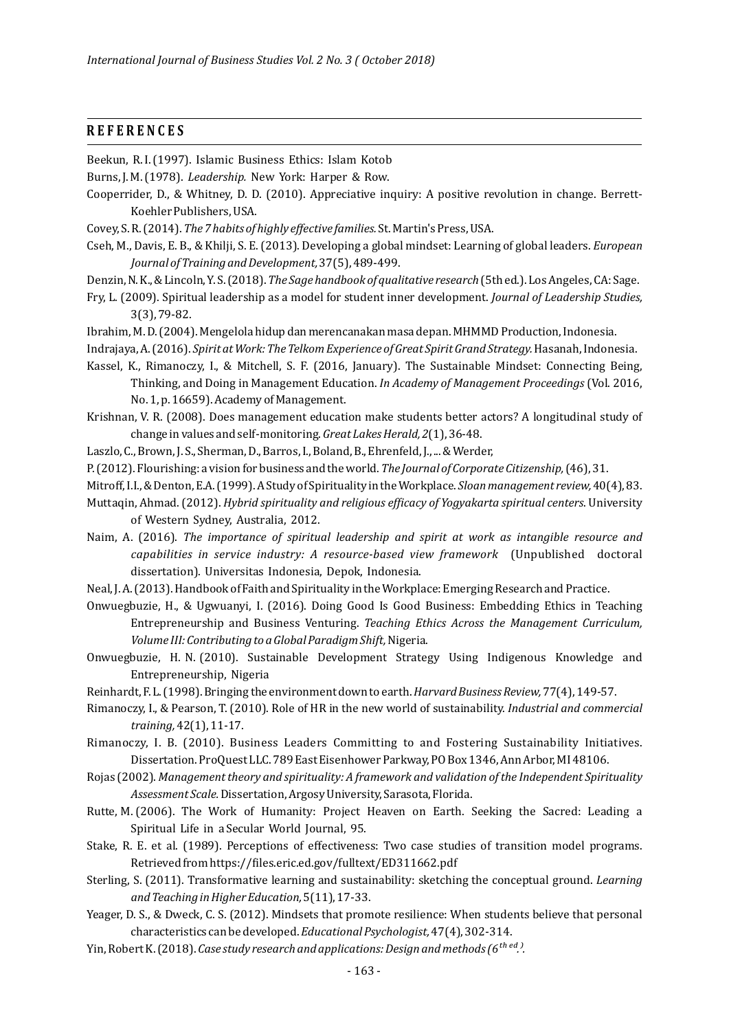## REFERENCES

Beekun, R. I. (1997). Islamic Business Ethics: Islam Kotob

Burns, J. M. (1978). *Leadership.* New York: Harper & Row.

Cooperrider, D., & Whitney, D. D. (2010). Appreciative inquiry: A positive revolution in change. Berrett-Koehler Publishers, USA.

Covey, S. R. (2014). *The 7 habits of highly effective families.* St. Martin's Press, USA.

Cseh, M., Davis, E. B., & Khilji, S. E. (2013). Developing a global mindset: Learning of global leaders. *European Journal of Training and Development,* 37(5), 489-499.

Denzin, N. K., & Lincoln, Y. S. (2018). *The Sage handbook of qualitative research* (5th ed.). Los Angeles, CA: Sage.

Fry, L. (2009). Spiritual leadership as a model for student inner development. *Journal of Leadership Studies,* 3(3), 79-82.

Ibrahim, M. D. (2004). Mengelola hidup dan merencanakan masa depan. MHMMD Production, Indonesia.

Indrajaya, A. (2016). *Spirit at Work: The Telkom Experience of Great Spirit Grand Strategy.* Hasanah, Indonesia.

Kassel, K., Rimanoczy, I., & Mitchell, S. F. (2016, January). The Sustainable Mindset: Connecting Being, Thinking, and Doing in Management Education. *In Academy of Management Proceedings* (Vol. 2016, No. 1, p. 16659). Academy of Management.

Krishnan, V. R. (2008). Does management education make students better actors? A longitudinal study of change in values and self-monitoring. *Great Lakes Herald, 2*(1), 36-48.

Laszlo, C., Brown, J. S., Sherman, D., Barros, I., Boland, B., Ehrenfeld, J., ... & Werder,

P. (2012). Flourishing: a vision for business and the world. *The Journal of Corporate Citizenship,* (46), 31.

Mitroff, I. I., & Denton, E.A. (1999). A Study of Spirituality in the Workplace. *Sloan management review,* 40(4), 83.

Muttaqin, Ahmad. (2012). *Hybrid spirituality and religious efficacy of Yogyakarta spiritual centers*. University of Western Sydney, Australia, 2012.

Naim, A. (2016). *The importance of spiritual leadership and spirit at work as intangible resource and capabilities in service industry: A resource-based view framework* (Unpublished doctoral dissertation). Universitas Indonesia, Depok, Indonesia.

Neal, J. A. (2013). Handbook of Faith and Spirituality in the Workplace: Emerging Research and Practice.

Onwuegbuzie, H., & Ugwuanyi, I. (2016). Doing Good Is Good Business: Embedding Ethics in Teaching Entrepreneurship and Business Venturing. *Teaching Ethics Across the Management Curriculum, Volume III: Contributing to a Global Paradigm Shift,* Nigeria.

Onwuegbuzie, H. N. (2010). Sustainable Development Strategy Using Indigenous Knowledge and Entrepreneurship, Nigeria

Reinhardt, F. L. (1998). Bringing the environment down to earth. *Harvard Business Review,* 77(4), 149-57.

Rimanoczy, I., & Pearson, T. (2010). Role of HR in the new world of sustainability. *Industrial and commercial training,* 42(1), 11-17.

Rimanoczy, I. B. (2010). Business Leaders Committing to and Fostering Sustainability Initiatives. Dissertation. ProQuest LLC. 789 East Eisenhower Parkway, PO Box 1346, Ann Arbor, MI 48106.

Rojas (2002). *Management theory and spirituality: A framework and validation of the Independent Spirituality Assessment Scale.* Dissertation, Argosy University, Sarasota, Florida.

Rutte, M. (2006). The Work of Humanity: Project Heaven on Earth. Seeking the Sacred: Leading a Spiritual Life in a Secular World Journal, 95.

Stake, R. E. et al. (1989). Perceptions of effectiveness: Two case studies of transition model programs. Retrieved from https://files.eric.ed.gov/fulltext/ED311662.pdf

Sterling, S. (2011). Transformative learning and sustainability: sketching the conceptual ground. *Learning and Teaching in Higher Education,* 5(11), 17-33.

Yeager, D. S., & Dweck, C. S. (2012). Mindsets that promote resilience: When students believe that personal characteristics can be developed. *Educational Psychologist,* 47(4), 302-314.

Yin, Robert K. (2018). *Case study research and applications: Design and methods (6th ed.).*